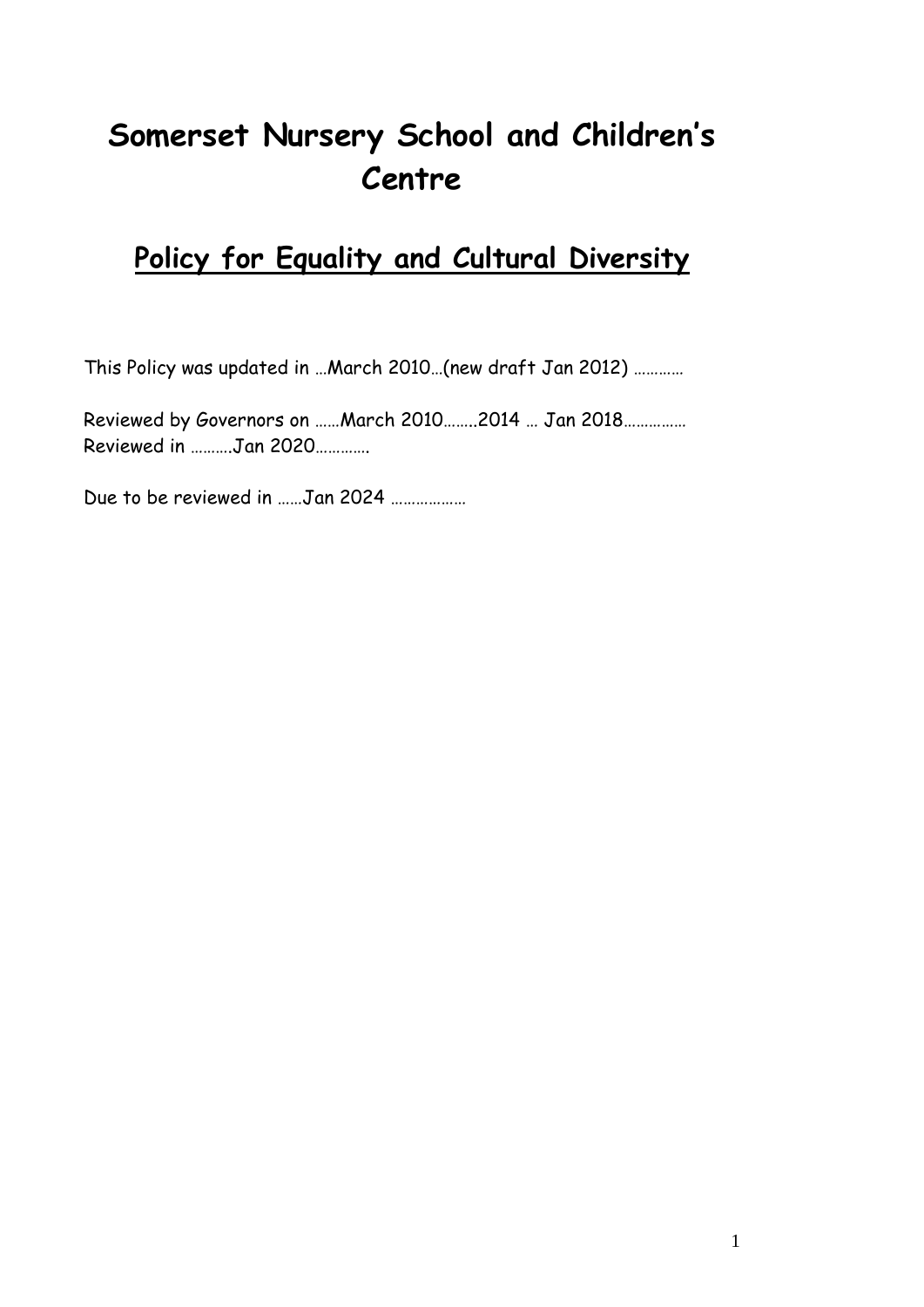# Somerset Nursery School and Children's Centre

## Policy for Equality and Cultural Diversity

This Policy was updated in …March 2010…(new draft Jan 2012) …………

Reviewed by Governors on ……March 2010……..2014 … Jan 2018……………
Reviewed in ……….Jan 2020………….

Due to be reviewed in ……Jan 2024 ………………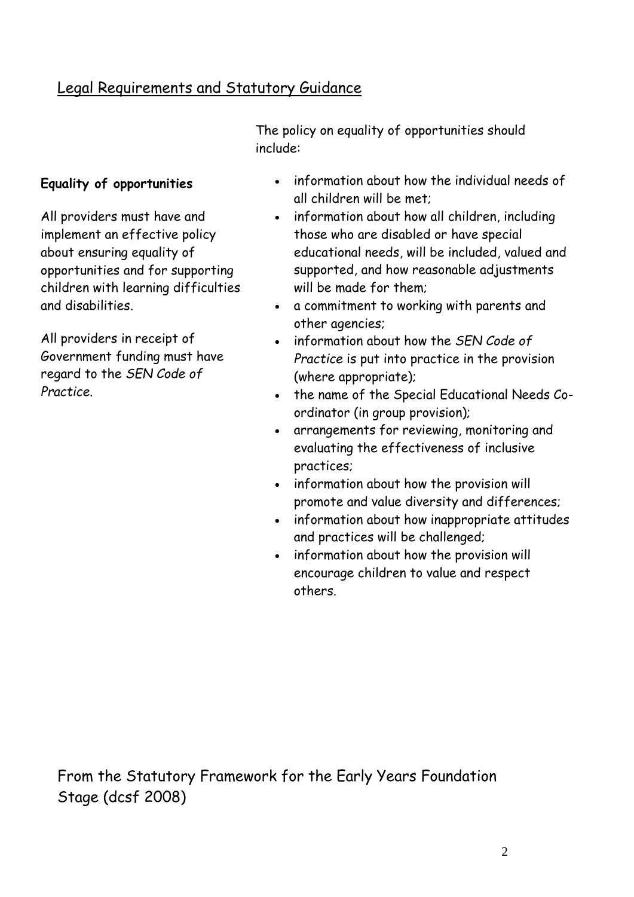## Legal Requirements and Statutory Guidance

**Equality of opportunities**

All providers must have and implement an effective policy about ensuring equality of opportunities and for supporting children with learning difficulties and disabilities.

All providers in receipt of Government funding must have regard to the *SEN Code of Practice*.

The policy on equality of opportunities should include:

- information about how the individual needs of all children will be met;
- information about how all children, including those who are disabled or have special educational needs, will be included, valued and supported, and how reasonable adjustments will be made for them;
- a commitment to working with parents and other agencies;
- information about how the *SEN Code of Practice* is put into practice in the provision (where appropriate);
- the name of the Special Educational Needs Co-ordinator (in group provision);
- arrangements for reviewing, monitoring and evaluating the effectiveness of inclusive practices;
- information about how the provision will promote and value diversity and differences;
- information about how inappropriate attitudes and practices will be challenged;
- information about how the provision will encourage children to value and respect others.

From the Statutory Framework for the Early Years Foundation Stage (dcsf 2008)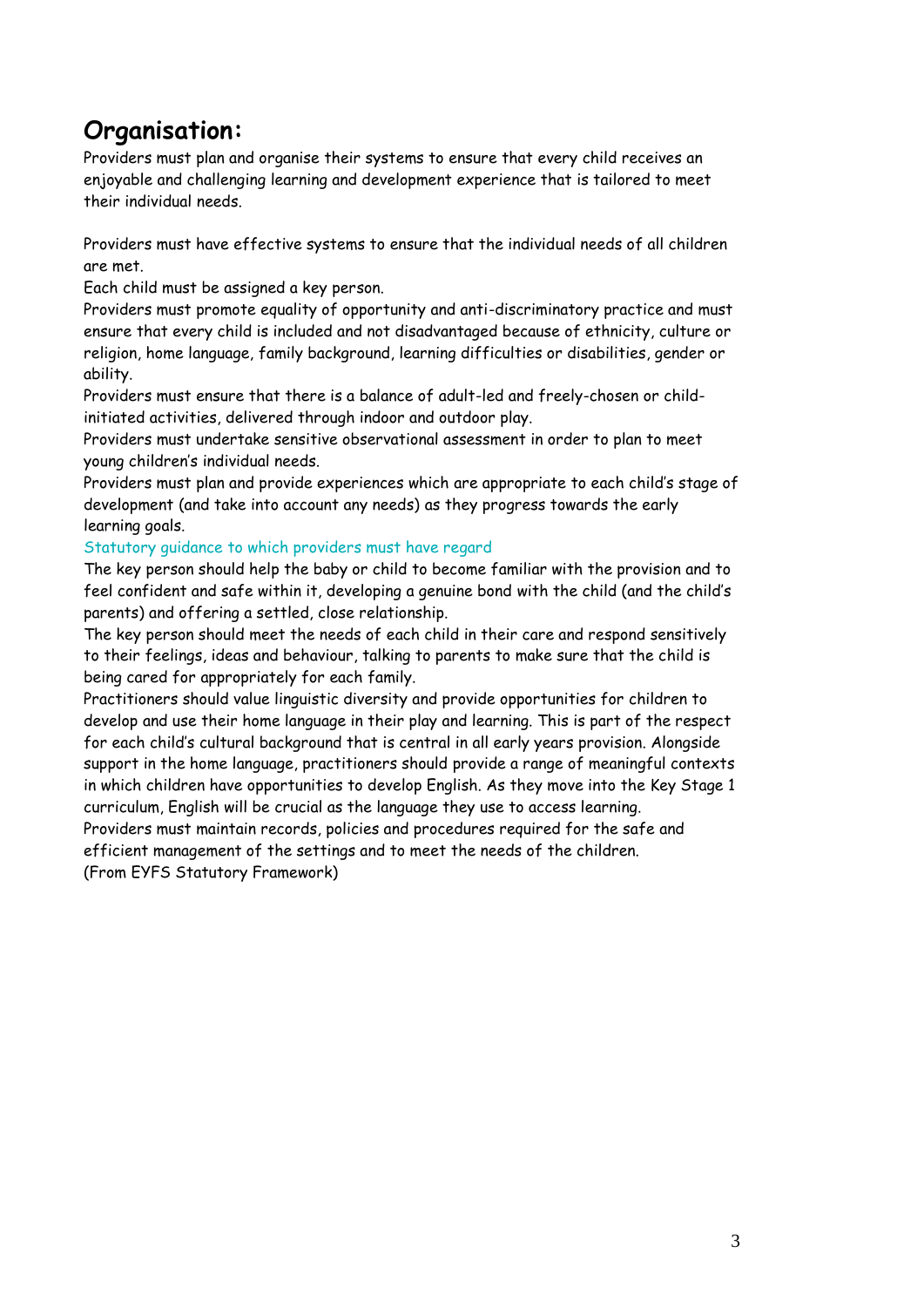## Organisation:

Providers must plan and organise their systems to ensure that every child receives an enjoyable and challenging learning and development experience that is tailored to meet their individual needs.

Providers must have effective systems to ensure that the individual needs of all children are met.

Each child must be assigned a key person.

Providers must promote equality of opportunity and anti-discriminatory practice and must ensure that every child is included and not disadvantaged because of ethnicity, culture or religion, home language, family background, learning difficulties or disabilities, gender or ability.

Providers must ensure that there is a balance of adult-led and freely-chosen or child-initiated activities, delivered through indoor and outdoor play.

Providers must undertake sensitive observational assessment in order to plan to meet young children's individual needs.

Providers must plan and provide experiences which are appropriate to each child's stage of development (and take into account any needs) as they progress towards the early learning goals.

Statutory guidance to which providers must have regard

The key person should help the baby or child to become familiar with the provision and to feel confident and safe within it, developing a genuine bond with the child (and the child's parents) and offering a settled, close relationship.

The key person should meet the needs of each child in their care and respond sensitively to their feelings, ideas and behaviour, talking to parents to make sure that the child is being cared for appropriately for each family.

Practitioners should value linguistic diversity and provide opportunities for children to develop and use their home language in their play and learning. This is part of the respect for each child's cultural background that is central in all early years provision. Alongside support in the home language, practitioners should provide a range of meaningful contexts in which children have opportunities to develop English. As they move into the Key Stage 1 curriculum, English will be crucial as the language they use to access learning.

Providers must maintain records, policies and procedures required for the safe and efficient management of the settings and to meet the needs of the children.

(From EYFS Statutory Framework)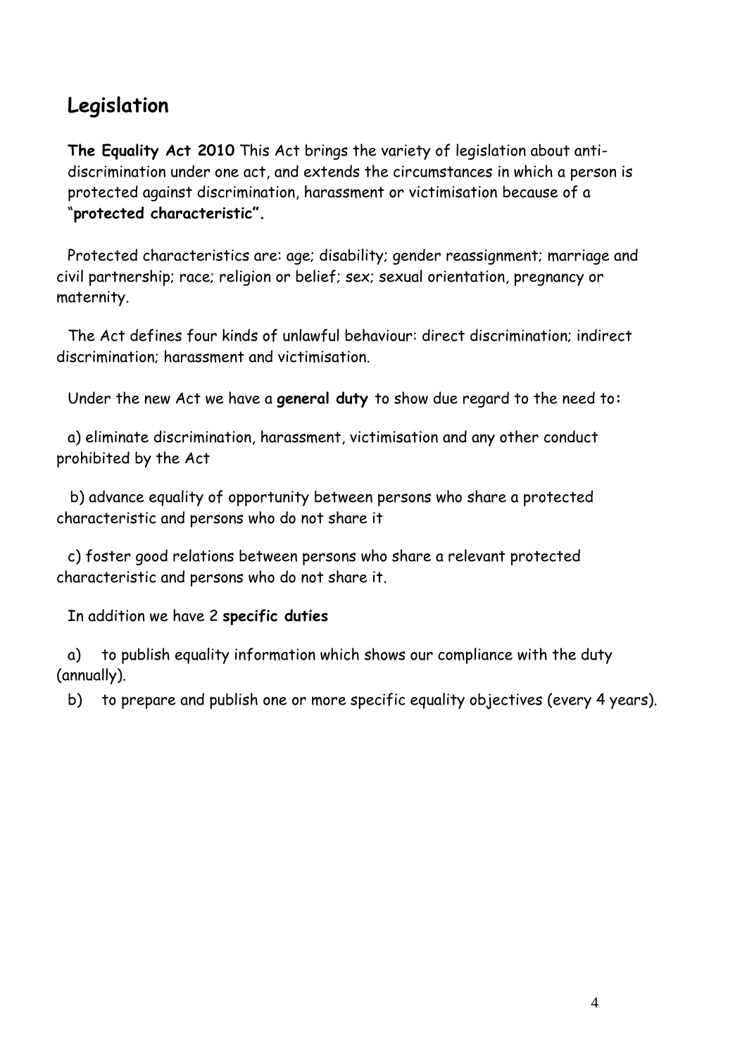## Legislation

**The Equality Act 2010** This Act brings the variety of legislation about anti-discrimination under one act, and extends the circumstances in which a person is protected against discrimination, harassment or victimisation because of a "**protected characteristic".**

Protected characteristics are: age; disability; gender reassignment; marriage and civil partnership; race; religion or belief; sex; sexual orientation, pregnancy or maternity.

The Act defines four kinds of unlawful behaviour: direct discrimination; indirect discrimination; harassment and victimisation.

Under the new Act we have a **general duty** to show due regard to the need to**:**

a) eliminate discrimination, harassment, victimisation and any other conduct prohibited by the Act

b) advance equality of opportunity between persons who share a protected characteristic and persons who do not share it

c) foster good relations between persons who share a relevant protected characteristic and persons who do not share it.

In addition we have 2 **specific duties**

a) to publish equality information which shows our compliance with the duty (annually).

b) to prepare and publish one or more specific equality objectives (every 4 years).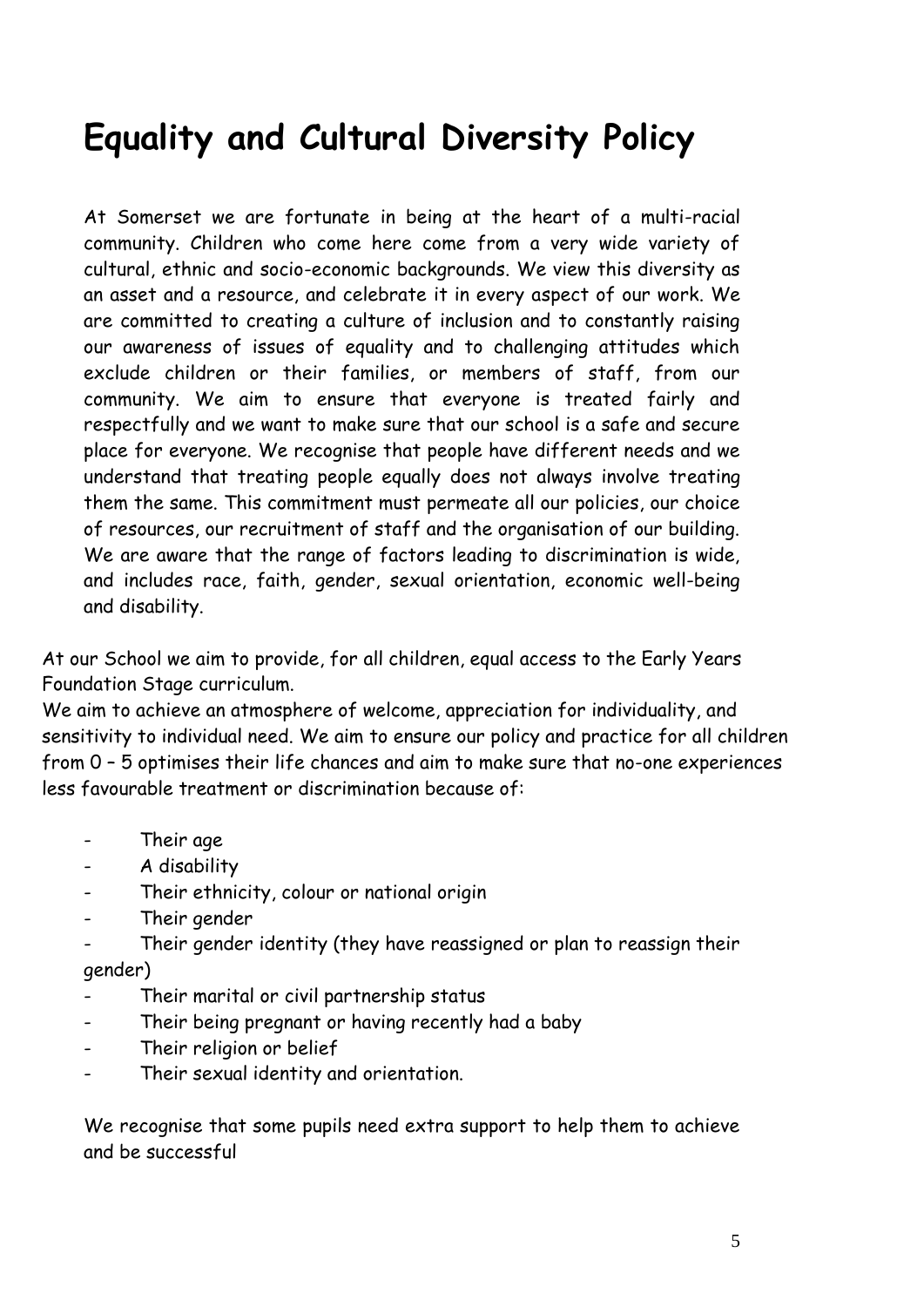# Equality and Cultural Diversity Policy

At Somerset we are fortunate in being at the heart of a multi-racial community. Children who come here come from a very wide variety of cultural, ethnic and socio-economic backgrounds. We view this diversity as an asset and a resource, and celebrate it in every aspect of our work. We are committed to creating a culture of inclusion and to constantly raising our awareness of issues of equality and to challenging attitudes which exclude children or their families, or members of staff, from our community. We aim to ensure that everyone is treated fairly and respectfully and we want to make sure that our school is a safe and secure place for everyone. We recognise that people have different needs and we understand that treating people equally does not always involve treating them the same. This commitment must permeate all our policies, our choice of resources, our recruitment of staff and the organisation of our building. We are aware that the range of factors leading to discrimination is wide, and includes race, faith, gender, sexual orientation, economic well-being and disability.

At our School we aim to provide, for all children, equal access to the Early Years Foundation Stage curriculum.

We aim to achieve an atmosphere of welcome, appreciation for individuality, and sensitivity to individual need. We aim to ensure our policy and practice for all children from 0 – 5 optimises their life chances and aim to make sure that no-one experiences less favourable treatment or discrimination because of:

- Their age
- A disability
- Their ethnicity, colour or national origin
- Their gender
- Their gender identity (they have reassigned or plan to reassign their gender)
- Their marital or civil partnership status
- Their being pregnant or having recently had a baby
- Their religion or belief
- Their sexual identity and orientation.

We recognise that some pupils need extra support to help them to achieve and be successful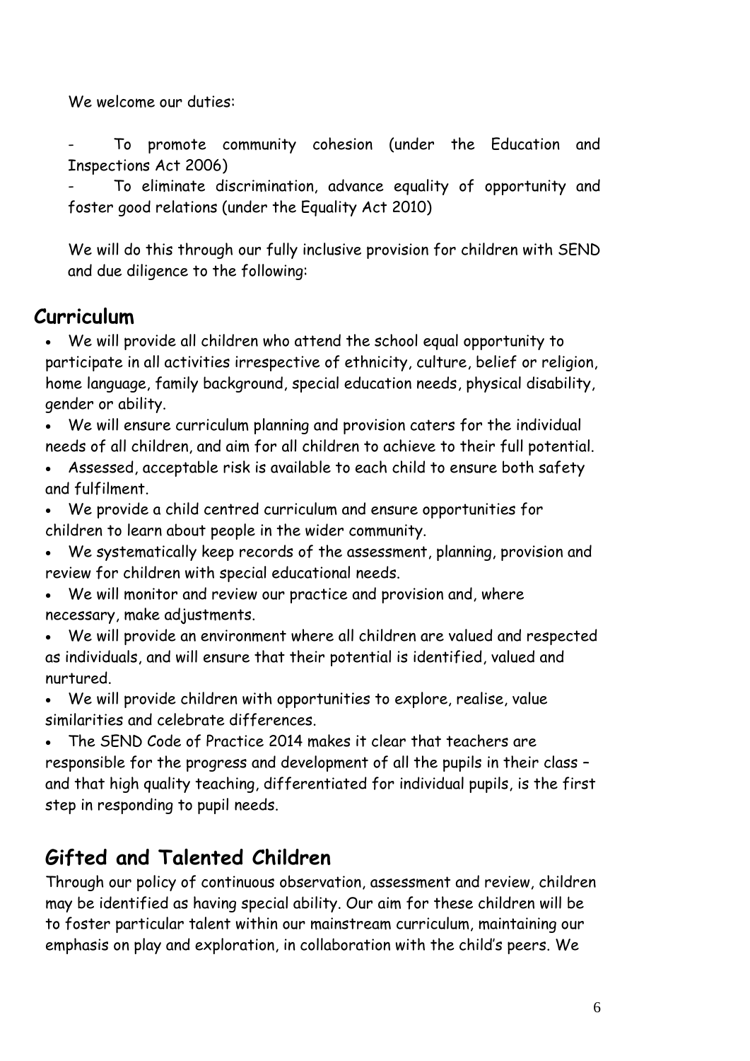We welcome our duties:

- To promote community cohesion (under the Education and Inspections Act 2006)
- To eliminate discrimination, advance equality of opportunity and foster good relations (under the Equality Act 2010)

We will do this through our fully inclusive provision for children with SEND and due diligence to the following:

## Curriculum

- We will provide all children who attend the school equal opportunity to participate in all activities irrespective of ethnicity, culture, belief or religion, home language, family background, special education needs, physical disability, gender or ability.
- We will ensure curriculum planning and provision caters for the individual needs of all children, and aim for all children to achieve to their full potential.
- Assessed, acceptable risk is available to each child to ensure both safety and fulfilment.
- We provide a child centred curriculum and ensure opportunities for children to learn about people in the wider community.
- We systematically keep records of the assessment, planning, provision and review for children with special educational needs.
- We will monitor and review our practice and provision and, where necessary, make adjustments.
- We will provide an environment where all children are valued and respected as individuals, and will ensure that their potential is identified, valued and nurtured.
- We will provide children with opportunities to explore, realise, value similarities and celebrate differences.
- The SEND Code of Practice 2014 makes it clear that teachers are responsible for the progress and development of all the pupils in their class – and that high quality teaching, differentiated for individual pupils, is the first step in responding to pupil needs.

## Gifted and Talented Children

Through our policy of continuous observation, assessment and review, children may be identified as having special ability. Our aim for these children will be to foster particular talent within our mainstream curriculum, maintaining our emphasis on play and exploration, in collaboration with the child's peers. We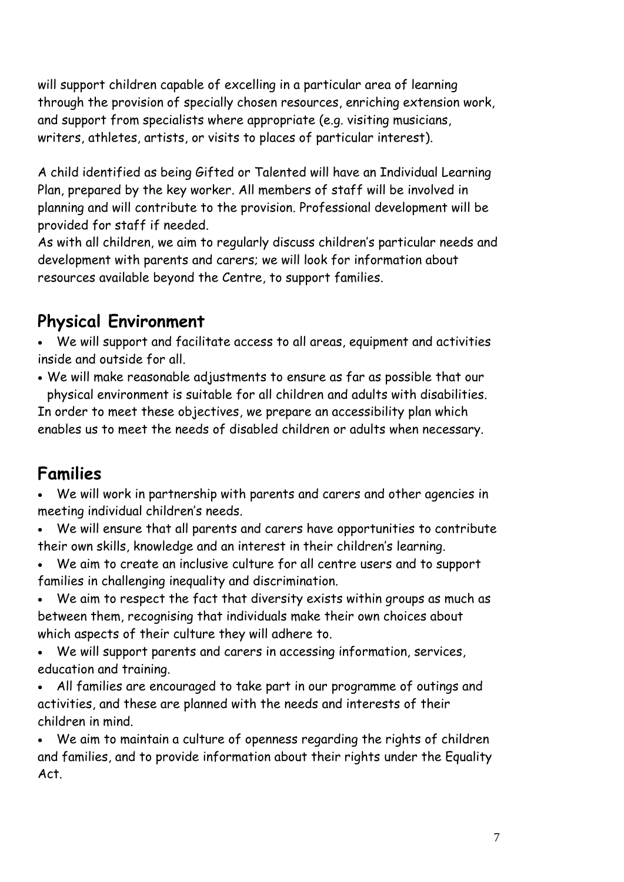will support children capable of excelling in a particular area of learning through the provision of specially chosen resources, enriching extension work, and support from specialists where appropriate (e.g. visiting musicians, writers, athletes, artists, or visits to places of particular interest).

A child identified as being Gifted or Talented will have an Individual Learning Plan, prepared by the key worker. All members of staff will be involved in planning and will contribute to the provision. Professional development will be provided for staff if needed.
As with all children, we aim to regularly discuss children's particular needs and development with parents and carers; we will look for information about resources available beyond the Centre, to support families.

## Physical Environment

- We will support and facilitate access to all areas, equipment and activities inside and outside for all.
- We will make reasonable adjustments to ensure as far as possible that our physical environment is suitable for all children and adults with disabilities.

In order to meet these objectives, we prepare an accessibility plan which enables us to meet the needs of disabled children or adults when necessary.

## Families

- We will work in partnership with parents and carers and other agencies in meeting individual children's needs.
- We will ensure that all parents and carers have opportunities to contribute their own skills, knowledge and an interest in their children's learning.
- We aim to create an inclusive culture for all centre users and to support families in challenging inequality and discrimination.
- We aim to respect the fact that diversity exists within groups as much as between them, recognising that individuals make their own choices about which aspects of their culture they will adhere to.
- We will support parents and carers in accessing information, services, education and training.
- All families are encouraged to take part in our programme of outings and activities, and these are planned with the needs and interests of their children in mind.
- We aim to maintain a culture of openness regarding the rights of children and families, and to provide information about their rights under the Equality Act.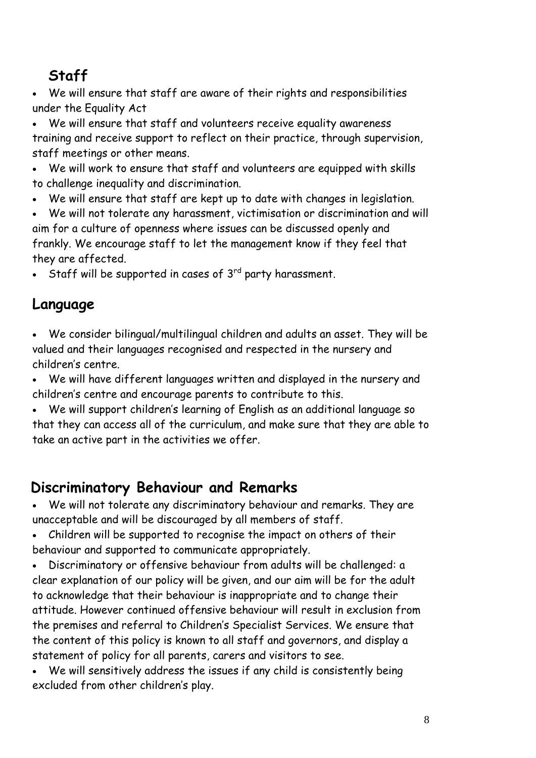## Staff

- We will ensure that staff are aware of their rights and responsibilities under the Equality Act
- We will ensure that staff and volunteers receive equality awareness training and receive support to reflect on their practice, through supervision, staff meetings or other means.
- We will work to ensure that staff and volunteers are equipped with skills to challenge inequality and discrimination.
- We will ensure that staff are kept up to date with changes in legislation.
- We will not tolerate any harassment, victimisation or discrimination and will aim for a culture of openness where issues can be discussed openly and frankly. We encourage staff to let the management know if they feel that they are affected.
- Staff will be supported in cases of 3rd party harassment.

## Language

- We consider bilingual/multilingual children and adults an asset. They will be valued and their languages recognised and respected in the nursery and children's centre.
- We will have different languages written and displayed in the nursery and children's centre and encourage parents to contribute to this.
- We will support children's learning of English as an additional language so that they can access all of the curriculum, and make sure that they are able to take an active part in the activities we offer.

## Discriminatory Behaviour and Remarks

- We will not tolerate any discriminatory behaviour and remarks. They are unacceptable and will be discouraged by all members of staff.
- Children will be supported to recognise the impact on others of their behaviour and supported to communicate appropriately.
- Discriminatory or offensive behaviour from adults will be challenged: a clear explanation of our policy will be given, and our aim will be for the adult to acknowledge that their behaviour is inappropriate and to change their attitude. However continued offensive behaviour will result in exclusion from the premises and referral to Children's Specialist Services. We ensure that the content of this policy is known to all staff and governors, and display a statement of policy for all parents, carers and visitors to see.
- We will sensitively address the issues if any child is consistently being excluded from other children's play.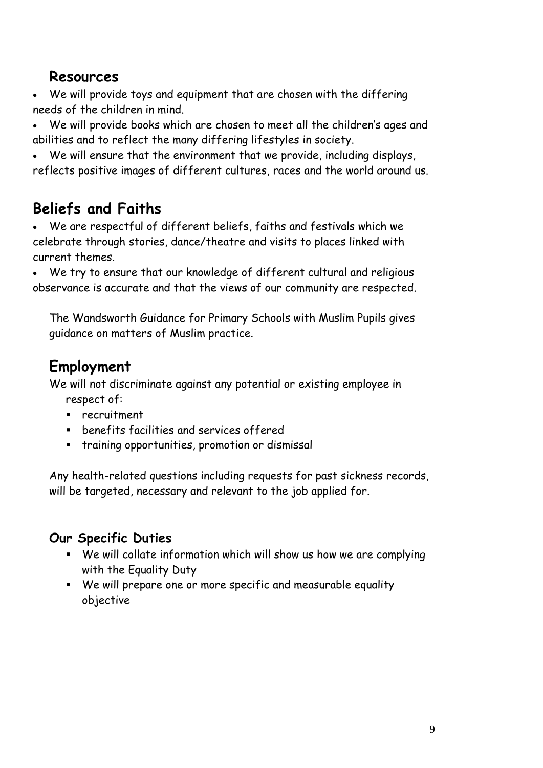## Resources

- We will provide toys and equipment that are chosen with the differing needs of the children in mind.
- We will provide books which are chosen to meet all the children's ages and abilities and to reflect the many differing lifestyles in society.
- We will ensure that the environment that we provide, including displays, reflects positive images of different cultures, races and the world around us.

## Beliefs and Faiths

- We are respectful of different beliefs, faiths and festivals which we celebrate through stories, dance/theatre and visits to places linked with current themes.
- We try to ensure that our knowledge of different cultural and religious observance is accurate and that the views of our community are respected.

The Wandsworth Guidance for Primary Schools with Muslim Pupils gives guidance on matters of Muslim practice.

## Employment

We will not discriminate against any potential or existing employee in respect of:

- recruitment
- benefits facilities and services offered
- training opportunities, promotion or dismissal

Any health-related questions including requests for past sickness records, will be targeted, necessary and relevant to the job applied for.

### Our Specific Duties

- We will collate information which will show us how we are complying with the Equality Duty
- We will prepare one or more specific and measurable equality objective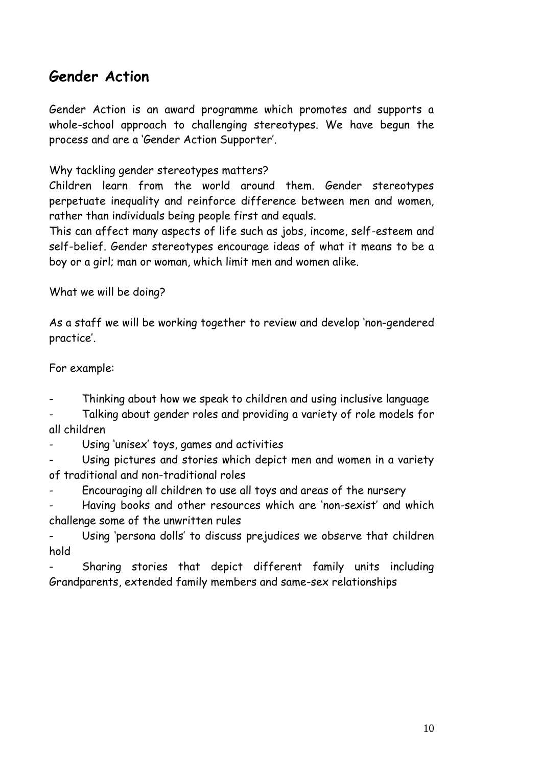## Gender Action

Gender Action is an award programme which promotes and supports a whole-school approach to challenging stereotypes. We have begun the process and are a 'Gender Action Supporter'.

Why tackling gender stereotypes matters?
Children learn from the world around them. Gender stereotypes perpetuate inequality and reinforce difference between men and women, rather than individuals being people first and equals.
This can affect many aspects of life such as jobs, income, self-esteem and self-belief. Gender stereotypes encourage ideas of what it means to be a boy or a girl; man or woman, which limit men and women alike.

What we will be doing?

As a staff we will be working together to review and develop 'non-gendered practice'.

For example:

- Thinking about how we speak to children and using inclusive language
- Talking about gender roles and providing a variety of role models for all children
- Using 'unisex' toys, games and activities
- Using pictures and stories which depict men and women in a variety of traditional and non-traditional roles
- Encouraging all children to use all toys and areas of the nursery
- Having books and other resources which are 'non-sexist' and which challenge some of the unwritten rules
- Using 'persona dolls' to discuss prejudices we observe that children hold
- Sharing stories that depict different family units including Grandparents, extended family members and same-sex relationships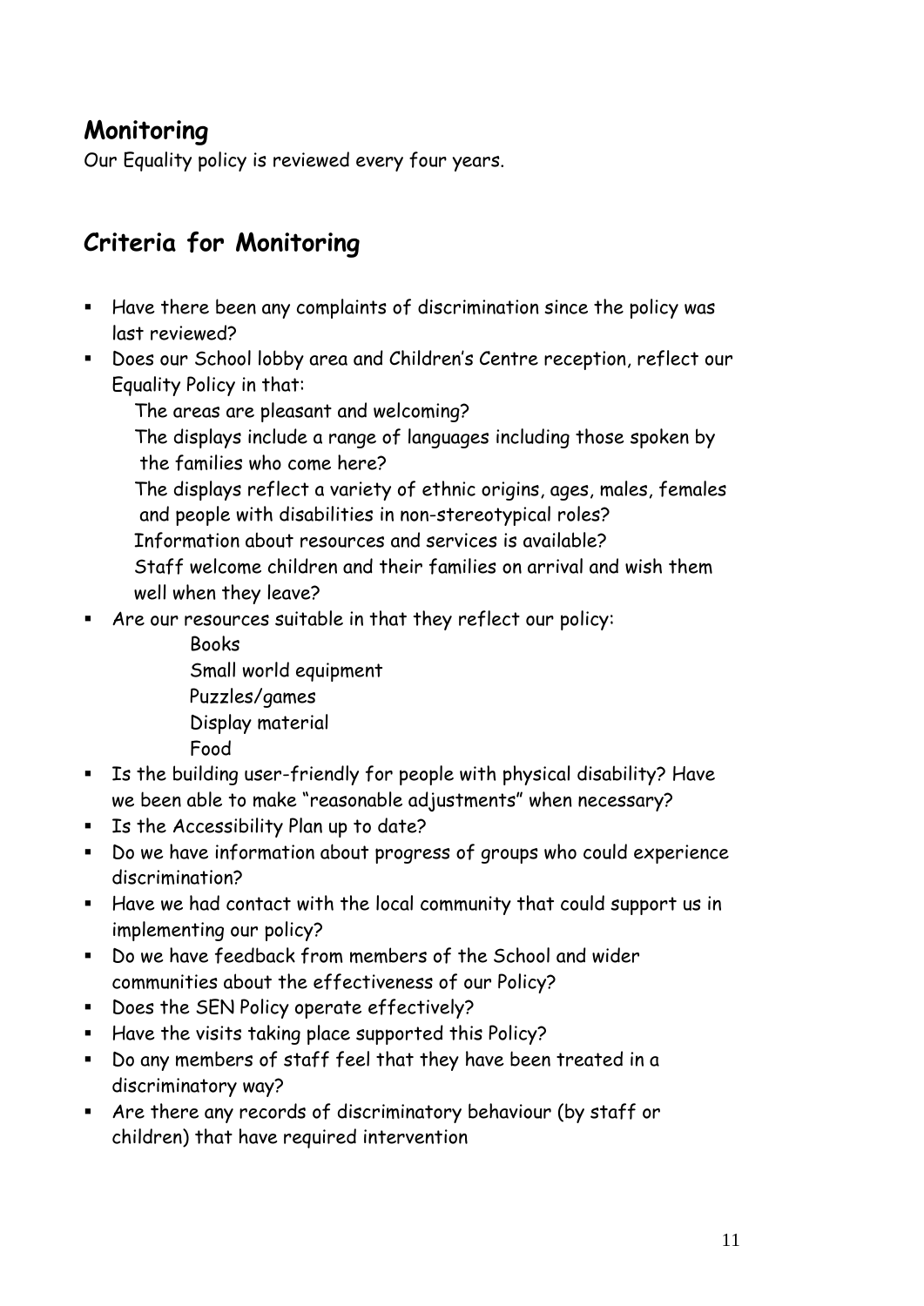## Monitoring

Our Equality policy is reviewed every four years.

## Criteria for Monitoring

- Have there been any complaints of discrimination since the policy was last reviewed?
- Does our School lobby area and Children's Centre reception, reflect our Equality Policy in that:
  - The areas are pleasant and welcoming?
  - The displays include a range of languages including those spoken by the families who come here?
  - The displays reflect a variety of ethnic origins, ages, males, females and people with disabilities in non-stereotypical roles?
  - Information about resources and services is available?
  - Staff welcome children and their families on arrival and wish them well when they leave?
- Are our resources suitable in that they reflect our policy:
  - Books
  - Small world equipment
  - Puzzles/games
  - Display material
  - Food
- Is the building user-friendly for people with physical disability? Have we been able to make "reasonable adjustments" when necessary?
- Is the Accessibility Plan up to date?
- Do we have information about progress of groups who could experience discrimination?
- Have we had contact with the local community that could support us in implementing our policy?
- Do we have feedback from members of the School and wider communities about the effectiveness of our Policy?
- Does the SEN Policy operate effectively?
- Have the visits taking place supported this Policy?
- Do any members of staff feel that they have been treated in a discriminatory way?
- Are there any records of discriminatory behaviour (by staff or children) that have required intervention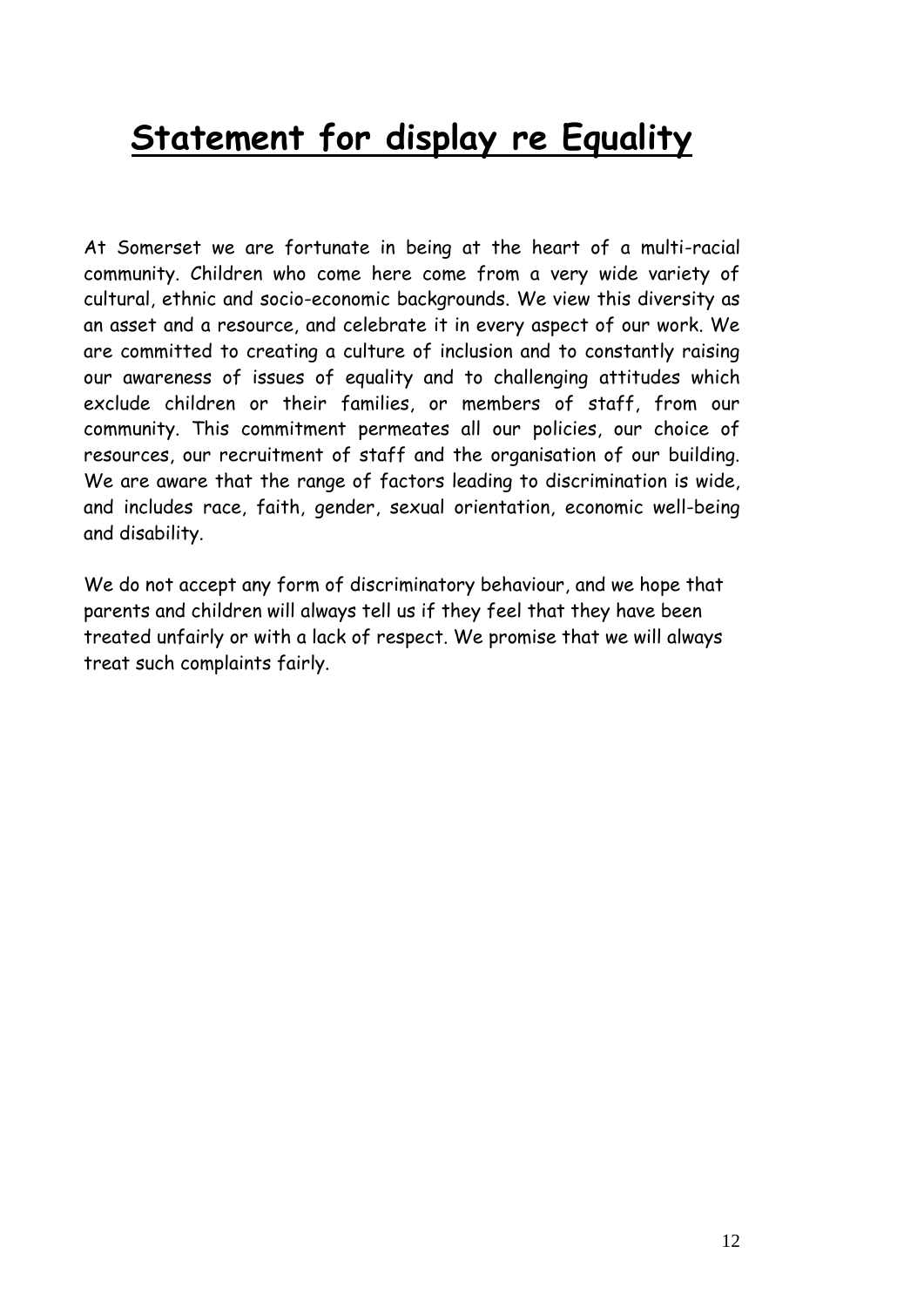# **Statement for display re Equality**

At Somerset we are fortunate in being at the heart of a multi-racial community. Children who come here come from a very wide variety of cultural, ethnic and socio-economic backgrounds. We view this diversity as an asset and a resource, and celebrate it in every aspect of our work. We are committed to creating a culture of inclusion and to constantly raising our awareness of issues of equality and to challenging attitudes which exclude children or their families, or members of staff, from our community. This commitment permeates all our policies, our choice of resources, our recruitment of staff and the organisation of our building. We are aware that the range of factors leading to discrimination is wide, and includes race, faith, gender, sexual orientation, economic well-being and disability.

We do not accept any form of discriminatory behaviour, and we hope that parents and children will always tell us if they feel that they have been treated unfairly or with a lack of respect. We promise that we will always treat such complaints fairly.